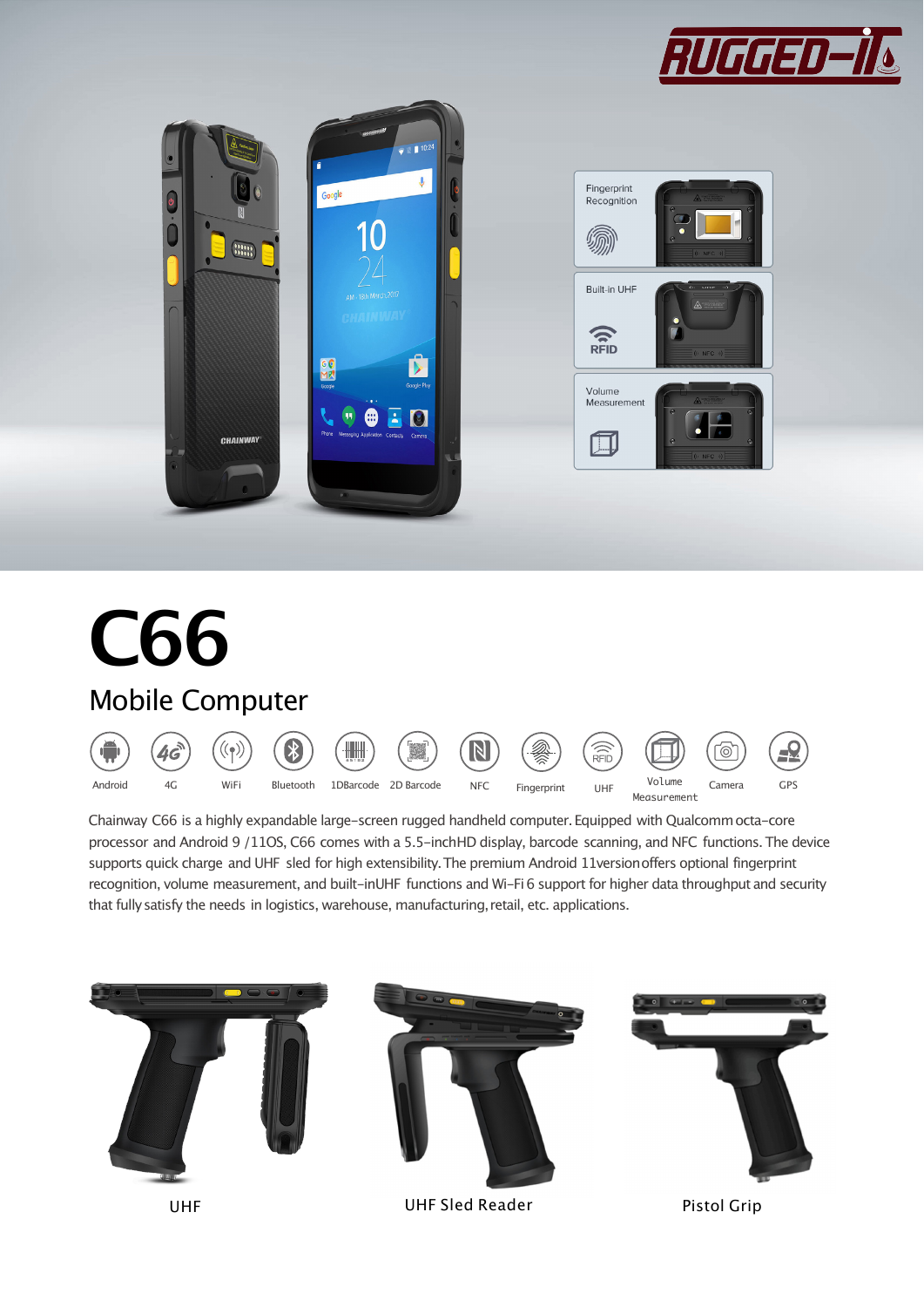# C66

## Mobile Computer

Android | 4G | WiFi | Bluetooth | 1DBarcode | 2D Barcode | NFC | Fingerprint | UHF | Volume Measurement | Camera | GPS

Chainway C66 is a highly expandable large-screen rugged handheld computer. Equipped with Qualcomm octa-core processor and Android 9 /11OS, C66 comes with a 5.5-inchHD display, barcode scanning, and NFC functions. The device supports quick charge and UHF sled for high extensibility. The premium Android 11versionoffers optional fingerprint recognition, volume measurement, and built-inUHF functions and Wi-Fi 6 support for higher data throughput and security that fully satisfy the needs in logistics, warehouse, manufacturing, retail, etc. applications.

UHF

UHF Sled Reader

Pistol Grip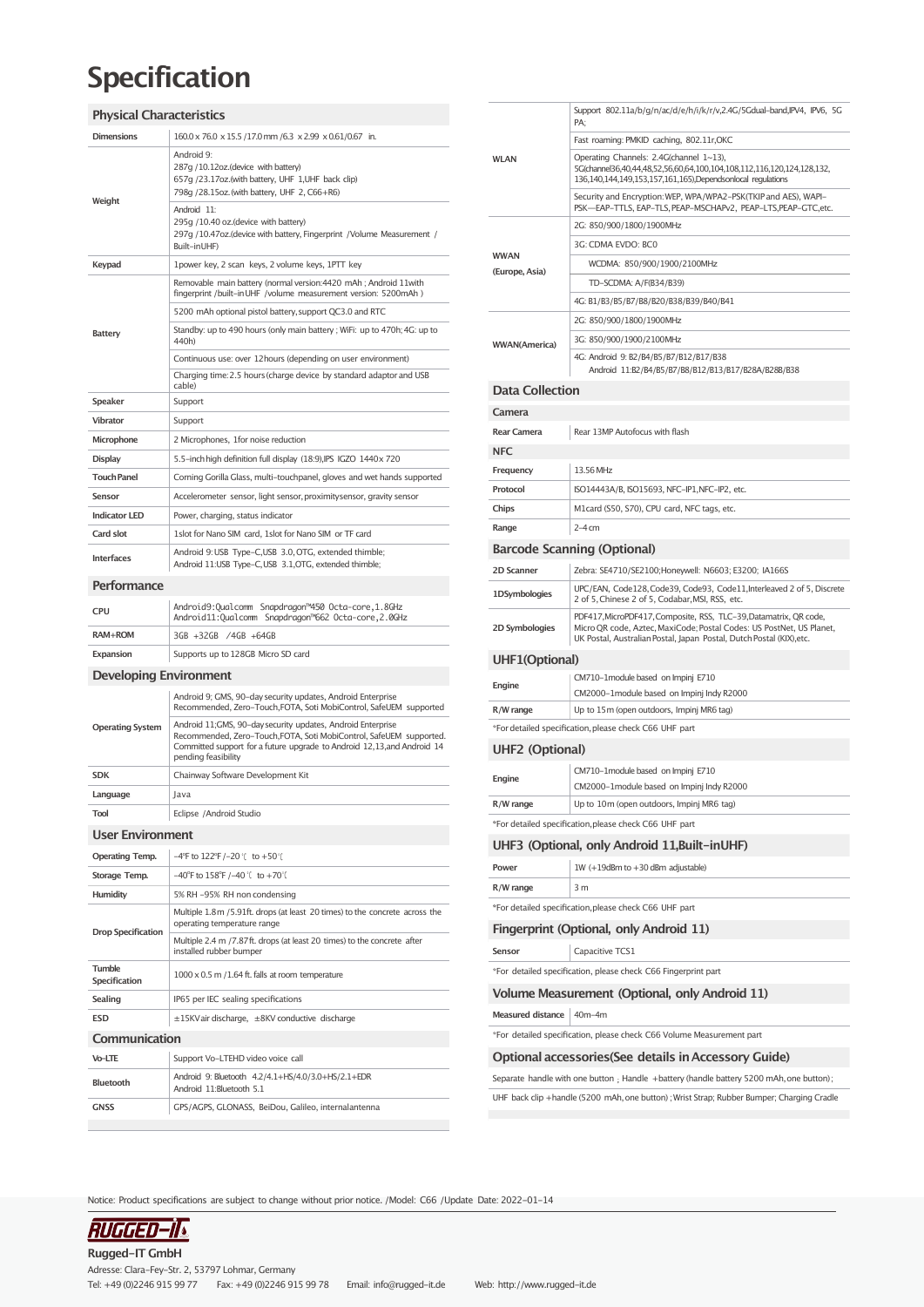# Specification

## Physical Characteristics

| | |
|---|---|
| Dimensions | 160.0 x 76.0 x 15.5 /17.0 mm /6.3 x 2.99 x 0.61/0.67 in. |
| Weight | Android 9:<br>287g /10.12oz.(device with battery)<br>657g /23.17oz.(with battery, UHF 1,UHF back clip)<br>798g /28.15oz. (with battery, UHF 2, C66+R6)<br>Android 11:<br>295g /10.40 oz.(device with battery)<br>297g /10.47oz.(device with battery, Fingerprint /Volume Measurement / Built-inUHF) |
| Keypad | 1power key, 2 scan keys, 2 volume keys, 1PTT key |
| Battery | Removable main battery (normal version:4420 mAh ; Android 11with fingerprint /built-in UHF /volume measurement version: 5200mAh )<br>5200 mAh optional pistol battery, support QC3.0 and RTC<br>Standby: up to 490 hours (only main battery ; WiFi: up to 470h; 4G: up to 440h)<br>Continuous use: over 12hours (depending on user environment)<br>Charging time: 2.5 hours (charge device by standard adaptor and USB cable) |
| Speaker | Support |
| Vibrator | Support |
| Microphone | 2 Microphones, 1for noise reduction |
| Display | 5.5-inch high definition full display (18:9),IPS IGZO 1440x 720 |
| Touch Panel | Corning Gorilla Glass, multi-touchpanel, gloves and wet hands supported |
| Sensor | Accelerometer sensor, light sensor, proximitysensor, gravity sensor |
| Indicator LED | Power, charging, status indicator |
| Card slot | 1slot for Nano SIM card, 1slot for Nano SIM or TF card |
| Interfaces | Android 9: USB Type-C,USB 3.0, OTG, extended thimble;<br>Android 11:USB Type-C,USB 3.1,OTG, extended thimble; |

## Performance

| | |
|---|---|
| CPU | Android9:Qualcomm Snapdragon™450 Octa-core,1.8GHz<br>Android11:Qualcomm Snapdragon™662 Octa-core,2.0GHz |
| RAM+ROM | 3GB +32GB /4GB +64GB |
| Expansion | Supports up to 128GB Micro SD card |

## Developing Environment

| | |
|---|---|
| Operating System | Android 9; GMS, 90-day security updates, Android Enterprise Recommended, Zero-Touch,FOTA, Soti MobiControl, SafeUEM supported<br>Android 11;GMS, 90-day security updates, Android Enterprise Recommended, Zero-Touch,FOTA, Soti MobiControl, SafeUEM supported. Committed support for a future upgrade to Android 12,13,and Android 14 pending feasibility |
| SDK | Chainway Software Development Kit |
| Language | Java |
| Tool | Eclipse /Android Studio |

## User Environment

| | |
|---|---|
| Operating Temp. | -4℉ to 122℉ /-20 ℃ to +50℃ |
| Storage Temp. | -40℉ to 158℉ /-40 ℃ to +70℃ |
| Humidity | 5% RH -95% RH non condensing |
| Drop Specification | Multiple 1.8 m /5.91ft. drops (at least 20 times) to the concrete across the operating temperature range<br>Multiple 2.4 m /7.87ft. drops (at least 20 times) to the concrete after installed rubber bumper |
| Tumble Specification | 1000 x 0.5 m /1.64 ft. falls at room temperature |
| Sealing | IP65 per IEC sealing specifications |
| ESD | ±15KV air discharge, ±8KV conductive discharge |

## Communication

| | |
|---|---|
| Vo-LTE | Support Vo-LTEHD video voice call |
| Bluetooth | Android 9: Bluetooth 4.2/4.1+HS/4.0/3.0+HS/2.1+EDR<br>Android 11:Bluetooth 5.1 |
| GNSS | GPS/AGPS, GLONASS, BeiDou, Galileo, internalantenna |
| WLAN | Support 802.11a/b/g/n/ac/d/e/h/i/k/r/v,2.4G/5Gdual-band,IPV4, IPV6, 5G PA;<br>Fast roaming: PMKID caching, 802.11r,OKC<br>Operating Channels: 2.4G(channel 1~13), 5G(channel36,40,44,48,52,56,60,64,100,104,108,112,116,120,124,128,132, 136,140,144,149,153,157,161,165),Dependsonlocal regulations<br>Security and Encryption: WEP, WPA/WPA2-PSK(TKIP and AES), WAPI-PSK—EAP-TTLS, EAP-TLS, PEAP-MSCHAPv2, PEAP-LTS,PEAP-GTC,etc. |
| WWAN (Europe, Asia) | 2G: 850/900/1800/1900MHz<br>3G: CDMA EVDO: BC0<br>WCDMA: 850/900/1900/2100MHz<br>TD-SCDMA: A/F(B34/B39)<br>4G: B1/B3/B5/B7/B8/B20/B38/B39/B40/B41 |
| WWAN(America) | 2G: 850/900/1800/1900MHz<br>3G: 850/900/1900/2100MHz<br>4G: Android 9: B2/B4/B5/B7/B12/B17/B38<br>Android 11:B2/B4/B5/B7/B8/B12/B13/B17/B28A/B28B/B38 |

## Data Collection

### Camera

| | |
|---|---|
| Rear Camera | Rear 13MP Autofocus with flash |

### NFC

| | |
|---|---|
| Frequency | 13.56 MHz |
| Protocol | ISO14443A/B, ISO15693, NFC-IP1,NFC-IP2, etc. |
| Chips | M1card (S50, S70), CPU card, NFC tags, etc. |
| Range | 2-4 cm |

## Barcode Scanning (Optional)

| | |
|---|---|
| 2D Scanner | Zebra: SE4710/SE2100;Honeywell: N6603; E3200; IA166S |
| 1DSymbologies | UPC/EAN, Code128, Code39, Code93, Code11,Interleaved 2 of 5, Discrete 2 of 5, Chinese 2 of 5, Codabar, MSI, RSS, etc. |
| 2D Symbologies | PDF417,MicroPDF417,Composite, RSS, TLC-39,Datamatrix, QR code, Micro QR code, Aztec, MaxiCode; Postal Codes: US PostNet, US Planet, UK Postal, Australian Postal, Japan Postal, Dutch Postal (KIX),etc. |

## UHF1(Optional)

| | |
|---|---|
| Engine | CM710-1module based on Impinj E710<br>CM2000-1module based on Impinj Indy R2000 |
| R/W range | Up to 15 m (open outdoors, Impinj MR6 tag) |

*For detailed specification, please check C66 UHF part

## UHF2 (Optional)

| | |
|---|---|
| Engine | CM710-1module based on Impinj E710<br>CM2000-1module based on Impinj Indy R2000 |
| R/W range | Up to 10m (open outdoors, Impinj MR6 tag) |

*For detailed specification, please check C66 UHF part

## UHF3 (Optional, only Android 11,Built-inUHF)

| | |
|---|---|
| Power | 1W (+19dBm to +30 dBm adjustable) |
| R/W range | 3 m |

*For detailed specification, please check C66 UHF part

## Fingerprint (Optional, only Android 11)

| | |
|---|---|
| Sensor | Capacitive TCS1 |

*For detailed specification, please check C66 Fingerprint part

## Volume Measurement (Optional, only Android 11)

| | |
|---|---|
| Measured distance | 40m-4m |

*For detailed specification, please check C66 Volume Measurement part

## Optional accessories(See details in Accessory Guide)

Separate handle with one button ; Handle +battery (handle battery 5200 mAh, one button);

UHF back clip +handle (5200 mAh, one button) ; Wrist Strap; Rubber Bumper; Charging Cradle

Notice: Product specifications are subject to change without prior notice. /Model: C66 /Update Date: 2022-01-14

**Rugged-IT GmbH**
Adresse: Clara-Fey-Str. 2, 53797 Lohmar, Germany
Tel: +49 (0)2246 915 99 77 Fax: +49 (0)2246 915 99 78 Email: info@rugged-it.de Web: http://www.rugged-it.de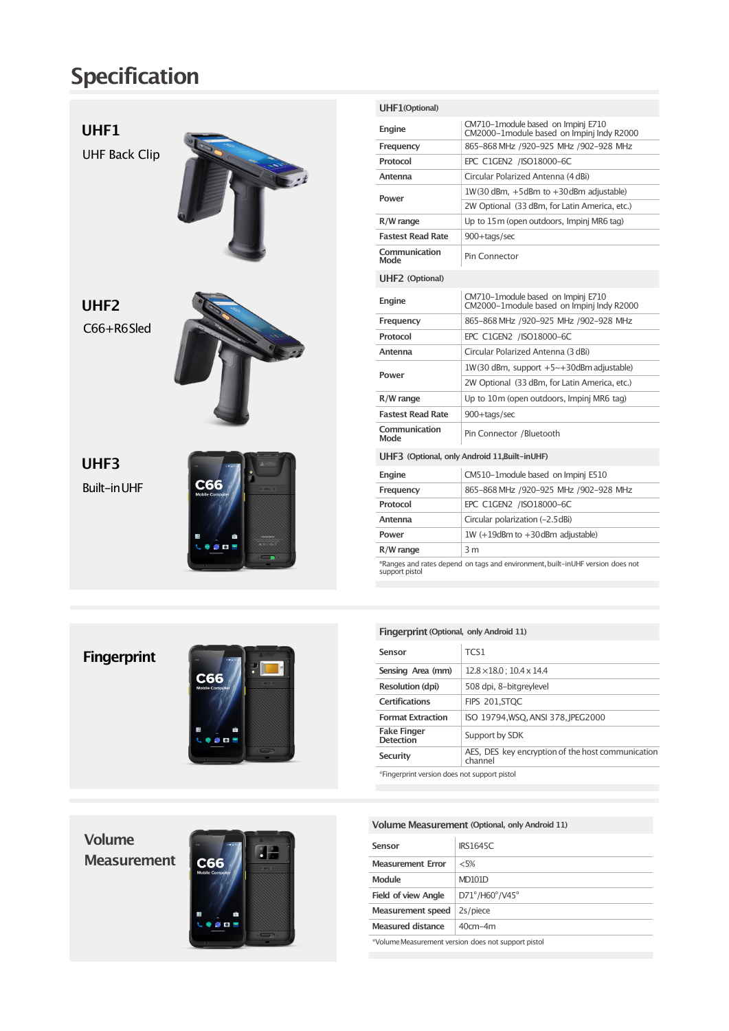# Specification

**UHF1**

UHF Back Clip

**UHF2**

C66+R6Sled

**UHF3**

Built-in UHF

| **UHF1** (Optional) | |
|---|---|
| Engine | CM710-1module based on Impinj E710<br>CM2000-1module based on Impinj Indy R2000 |
| Frequency | 865-868 MHz /920-925 MHz /902-928 MHz |
| Protocol | EPC C1GEN2 /ISO18000-6C |
| Antenna | Circular Polarized Antenna (4 dBi) |
| Power | 1W(30 dBm, +5dBm to +30dBm adjustable)<br>2W Optional (33 dBm, for Latin America, etc.) |
| R/W range | Up to 15m (open outdoors, Impinj MR6 tag) |
| Fastest Read Rate | 900+tags/sec |
| Communication Mode | Pin Connector |

| **UHF2** (Optional) | |
|---|---|
| Engine | CM710-1module based on Impinj E710<br>CM2000-1module based on Impinj Indy R2000 |
| Frequency | 865-868 MHz /920-925 MHz /902-928 MHz |
| Protocol | EPC C1GEN2 /ISO18000-6C |
| Antenna | Circular Polarized Antenna (3 dBi) |
| Power | 1W(30 dBm, support +5~+30dBm adjustable)<br>2W Optional (33 dBm, for Latin America, etc.) |
| R/W range | Up to 10m (open outdoors, Impinj MR6 tag) |
| Fastest Read Rate | 900+tags/sec |
| Communication Mode | Pin Connector /Bluetooth |

| **UHF3** (Optional, only Android 11,Built-inUHF) | |
|---|---|
| Engine | CM510-1module based on Impinj E510 |
| Frequency | 865-868 MHz /920-925 MHz /902-928 MHz |
| Protocol | EPC C1GEN2 /ISO18000-6C |
| Antenna | Circular polarization (-2.5dBi) |
| Power | 1W (+19dBm to +30dBm adjustable) |
| R/W range | 3 m |

*Ranges and rates depend on tags and environment, built-inUHF version does not support pistol

**Fingerprint**

| **Fingerprint** (Optional, only Android 11) | |
|---|---|
| Sensor | TCS1 |
| Sensing Area (mm) | 12.8×18.0 ; 10.4 x 14.4 |
| Resolution (dpi) | 508 dpi, 8-bitgreylevel |
| Certifications | FIPS 201,STQC |
| Format Extraction | ISO 19794,WSQ, ANSI 378,JPEG2000 |
| Fake Finger Detection | Support by SDK |
| Security | AES, DES key encryption of the host communication channel |

*Fingerprint version does not support pistol

**Volume Measurement**

| **Volume Measurement** (Optional, only Android 11) | |
|---|---|
| Sensor | IRS1645C |
| Measurement Error | <5% |
| Module | MD101D |
| Field of view Angle | D71°/H60°/V45° |
| Measurement speed | 2s/piece |
| Measured distance | 40cm-4m |

*Volume Measurement version does not support pistol